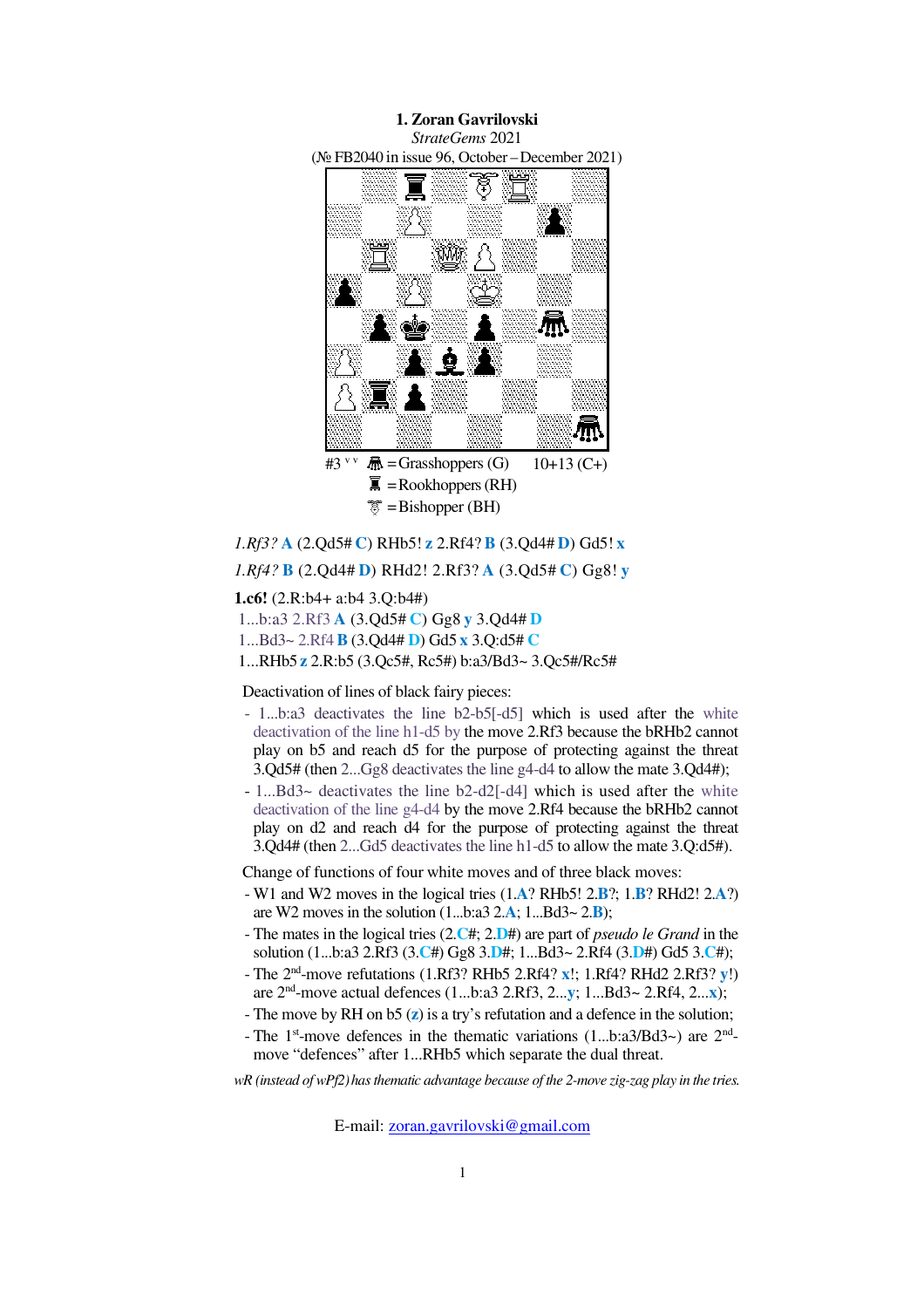**1. Zoran Gavrilovski**

*StrateGems* 2021

(№ FB2040 in issue 96, October – December 2021)

#3 ᵛ ᵛ   = Grasshoppers (G)   10+13 (C+)

= Rookhoppers (RH)

= Bishopper (BH)

*1.Rf3?* **A** (2.Qd5# **C**) RHb5! **z** 2.Rf4? **B** (3.Qd4# **D**) Gd5! **x**

*1.Rf4?* **B** (2.Qd4# **D**) RHd2! 2.Rf3? **A** (3.Qd5# **C**) Gg8! **y**

**1.c6!** (2.R:b4+ a:b4 3.Q:b4#)

1...b:a3 2.Rf3 **A** (3.Qd5# **C**) Gg8 **y** 3.Qd4# **D**

1...Bd3~ 2.Rf4 **B** (3.Qd4# **D**) Gd5 **x** 3.Q:d5# **C**

1...RHb5 **z** 2.R:b5 (3.Qc5#, Rc5#) b:a3/Bd3~ 3.Qc5#/Rc5#

Deactivation of lines of black fairy pieces:

- 1...b:a3 deactivates the line b2-b5[-d5] which is used after the white deactivation of the line h1-d5 by the move 2.Rf3 because the bRHb2 cannot play on b5 and reach d5 for the purpose of protecting against the threat 3.Qd5# (then 2...Gg8 deactivates the line g4-d4 to allow the mate 3.Qd4#);
- 1...Bd3~ deactivates the line b2-d2[-d4] which is used after the white deactivation of the line g4-d4 by the move 2.Rf4 because the bRHb2 cannot play on d2 and reach d4 for the purpose of protecting against the threat 3.Qd4# (then 2...Gd5 deactivates the line h1-d5 to allow the mate 3.Q:d5#).

Change of functions of four white moves and of three black moves:

- W1 and W2 moves in the logical tries (1.**A**? RHb5! 2.**B**?; 1.**B**? RHd2! 2.**A**?) are W2 moves in the solution (1...b:a3 2.**A**; 1...Bd3~ 2.**B**);
- The mates in the logical tries (2.**C**#; 2.**D**#) are part of *pseudo le Grand* in the solution (1...b:a3 2.Rf3 (3.**C**#) Gg8 3.**D**#; 1...Bd3~ 2.Rf4 (3.**D**#) Gd5 3.**C**#);
- The 2nd-move refutations (1.Rf3? RHb5 2.Rf4? **x**!; 1.Rf4? RHd2 2.Rf3? **y**!) are 2nd-move actual defences (1...b:a3 2.Rf3, 2...**y**; 1...Bd3~ 2.Rf4, 2...**x**);
- The move by RH on b5 (**z**) is a try's refutation and a defence in the solution;
- The 1st-move defences in the thematic variations (1...b:a3/Bd3~) are 2nd-move "defences" after 1...RHb5 which separate the dual threat.

*wR (instead of wPf2) has thematic advantage because of the 2-move zig-zag play in the tries.*

E-mail: zoran.gavrilovski@gmail.com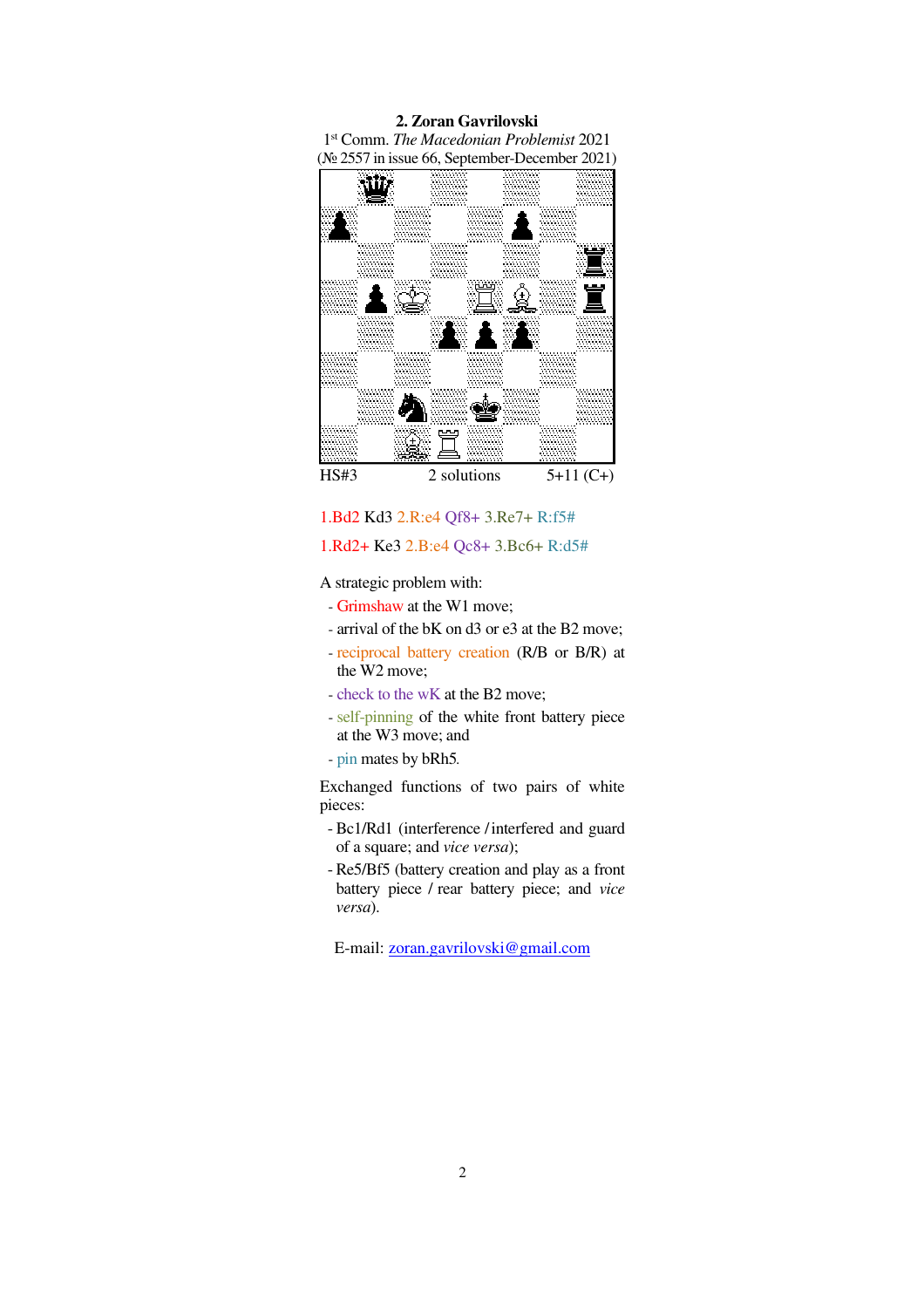**2. Zoran Gavrilovski**

1st Comm. *The Macedonian Problemist* 2021

(№ 2557 in issue 66, September-December 2021)

HS#3 2 solutions 5+11 (C+)

1.Bd2 Kd3 2.R:e4 Qf8+ 3.Re7+ R:f5#

1.Rd2+ Ke3 2.B:e4 Qc8+ 3.Bc6+ R:d5#

A strategic problem with:

- Grimshaw at the W1 move;
- arrival of the bK on d3 or e3 at the B2 move;
- reciprocal battery creation (R/B or B/R) at the W2 move;
- check to the wK at the B2 move;
- self-pinning of the white front battery piece at the W3 move; and
- pin mates by bRh5.

Exchanged functions of two pairs of white pieces:

- Bc1/Rd1 (interference / interfered and guard of a square; and *vice versa*);
- Re5/Bf5 (battery creation and play as a front battery piece / rear battery piece; and *vice versa*).

E-mail: zoran.gavrilovski@gmail.com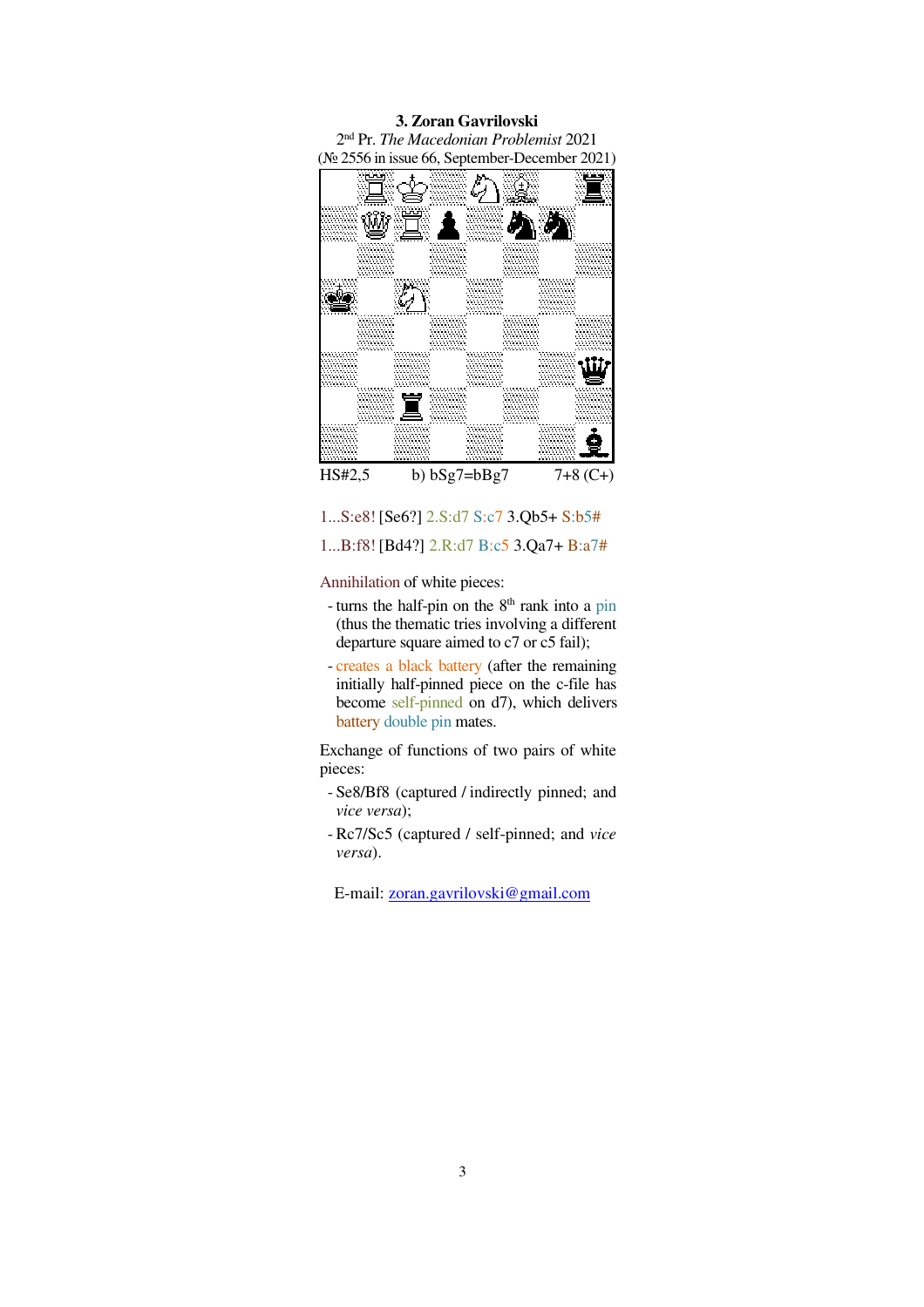**3. Zoran Gavrilovski**

2nd Pr. *The Macedonian Problemist* 2021

(№ 2556 in issue 66, September-December 2021)

HS#2,5    b) bSg7=bBg7    7+8 (C+)

1...S:e8! [Se6?] 2.S:d7 S:c7 3.Qb5+ S:b5#

1...B:f8! [Bd4?] 2.R:d7 B:c5 3.Qa7+ B:a7#

Annihilation of white pieces:

- turns the half-pin on the 8th rank into a pin (thus the thematic tries involving a different departure square aimed to c7 or c5 fail);
- creates a black battery (after the remaining initially half-pinned piece on the c-file has become self-pinned on d7), which delivers battery double pin mates.

Exchange of functions of two pairs of white pieces:

- Se8/Bf8 (captured / indirectly pinned; and *vice versa*);
- Rc7/Sc5 (captured / self-pinned; and *vice versa*).

E-mail: zoran.gavrilovski@gmail.com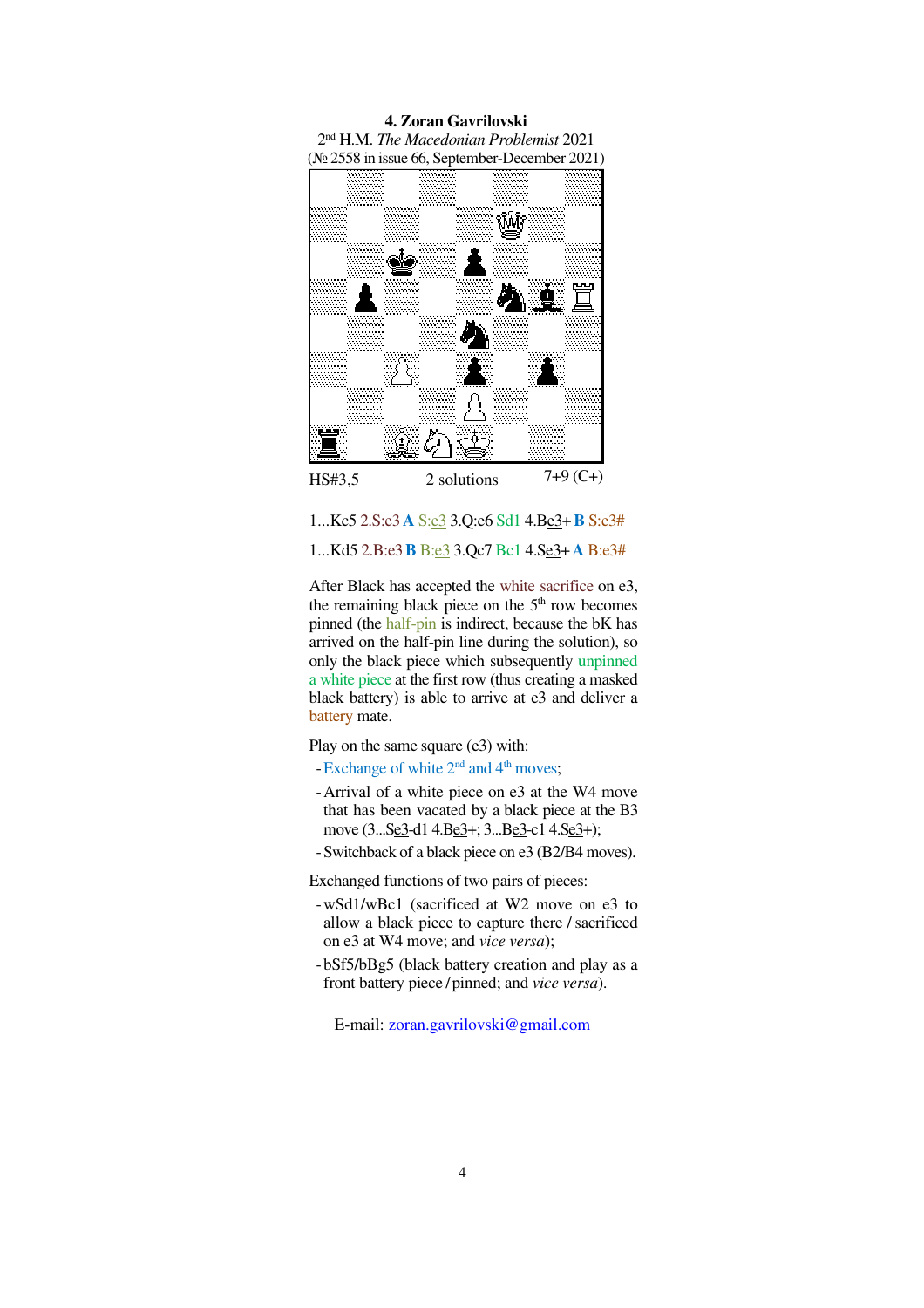**4. Zoran Gavrilovski**

2nd H.M. *The Macedonian Problemist* 2021

(№ 2558 in issue 66, September-December 2021)

HS#3,5 2 solutions 7+9 (C+)

1...Kc5 2.S:e3 **A** S:e3 3.Q:e6 Sd1 4.Be3+ **B** S:e3#

1...Kd5 2.B:e3 **B** B:e3 3.Qc7 Bc1 4.Se3+ **A** B:e3#

After Black has accepted the white sacrifice on e3, the remaining black piece on the 5th row becomes pinned (the half-pin is indirect, because the bK has arrived on the half-pin line during the solution), so only the black piece which subsequently unpinned a white piece at the first row (thus creating a masked black battery) is able to arrive at e3 and deliver a battery mate.

Play on the same square (e3) with:

- Exchange of white 2nd and 4th moves;
- Arrival of a white piece on e3 at the W4 move that has been vacated by a black piece at the B3 move (3...Se3-d1 4.Be3+; 3...Be3-c1 4.Se3+);
- Switchback of a black piece on e3 (B2/B4 moves).

Exchanged functions of two pairs of pieces:

- wSd1/wBc1 (sacrificed at W2 move on e3 to allow a black piece to capture there / sacrificed on e3 at W4 move; and *vice versa*);
- bSf5/bBg5 (black battery creation and play as a front battery piece / pinned; and *vice versa*).

E-mail: zoran.gavrilovski@gmail.com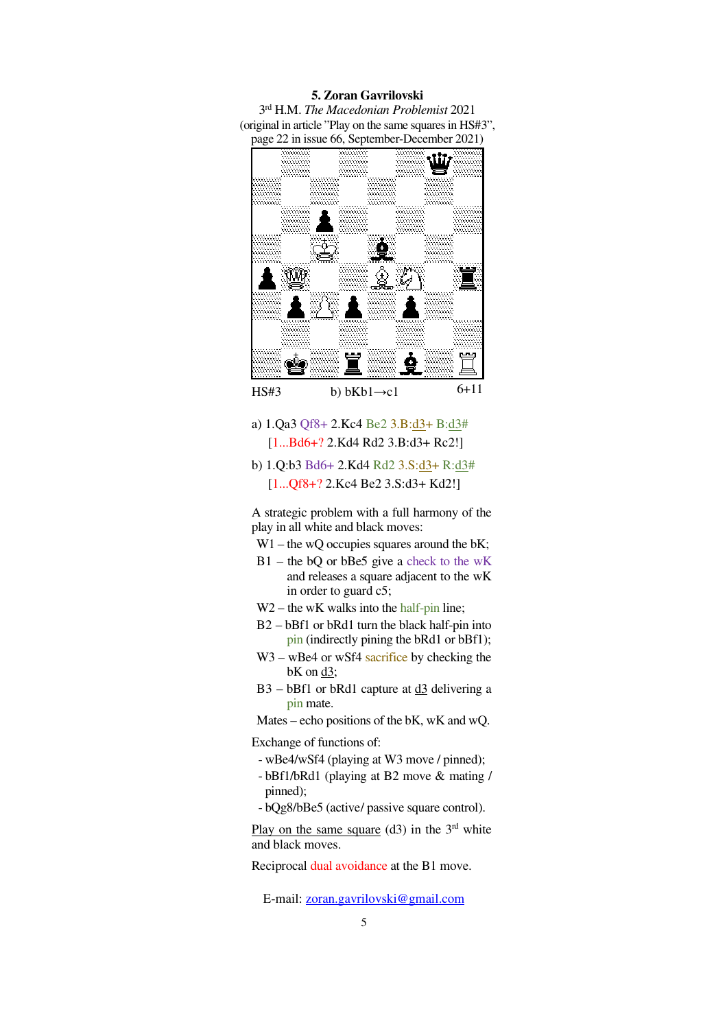**5. Zoran Gavrilovski**

3rd H.M. *The Macedonian Problemist* 2021

(original in article "Play on the same squares in HS#3", page 22 in issue 66, September-December 2021)

HS#3 b) bKb1→c1 6+11

a) 1.Qa3 Qf8+ 2.Kc4 Be2 3.B:d3+ B:d3#

[1...Bd6+? 2.Kd4 Rd2 3.B:d3+ Rc2!]

b) 1.Q:b3 Bd6+ 2.Kd4 Rd2 3.S:d3+ R:d3#

[1...Qf8+? 2.Kc4 Be2 3.S:d3+ Kd2!]

A strategic problem with a full harmony of the play in all white and black moves:

- W1 – the wQ occupies squares around the bK;
- B1 – the bQ or bBe5 give a check to the wK and releases a square adjacent to the wK in order to guard c5;
- W2 – the wK walks into the half-pin line;
- B2 – bBf1 or bRd1 turn the black half-pin into pin (indirectly pining the bRd1 or bBf1);
- W3 – wBe4 or wSf4 sacrifice by checking the bK on d3;
- B3 – bBf1 or bRd1 capture at d3 delivering a pin mate.
- Mates – echo positions of the bK, wK and wQ.

Exchange of functions of:

- wBe4/wSf4 (playing at W3 move / pinned);
- bBf1/bRd1 (playing at B2 move & mating / pinned);
- bQg8/bBe5 (active/ passive square control).

Play on the same square (d3) in the 3rd white and black moves.

Reciprocal dual avoidance at the B1 move.

E-mail: zoran.gavrilovski@gmail.com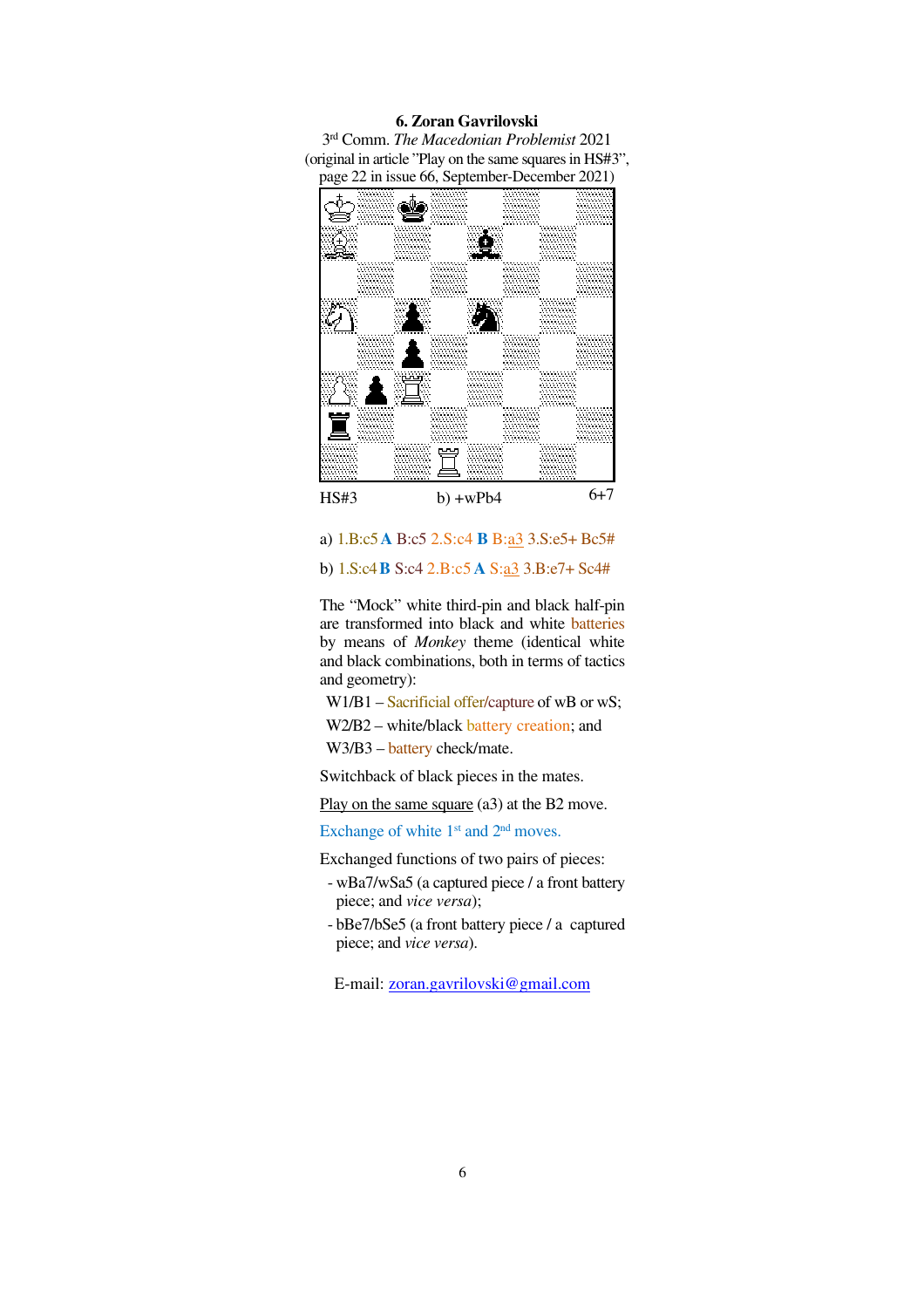**6. Zoran Gavrilovski**

3rd Comm. *The Macedonian Problemist* 2021

(original in article "Play on the same squares in HS#3", page 22 in issue 66, September-December 2021)

HS#3 b) +wPb4 6+7

a) 1.B:c5 **A** B:c5 2.S:c4 **B** B:a3 3.S:e5+ Bc5#

b) 1.S:c4 **B** S:c4 2.B:c5 **A** S:a3 3.B:e7+ Sc4#

The "Mock" white third-pin and black half-pin are transformed into black and white batteries by means of *Monkey* theme (identical white and black combinations, both in terms of tactics and geometry):

W1/B1 – Sacrificial offer/capture of wB or wS;

W2/B2 – white/black battery creation; and

W3/B3 – battery check/mate.

Switchback of black pieces in the mates.

Play on the same square (a3) at the B2 move.

Exchange of white 1st and 2nd moves.

Exchanged functions of two pairs of pieces:

- wBa7/wSa5 (a captured piece / a front battery piece; and *vice versa*);
- bBe7/bSe5 (a front battery piece / a captured piece; and *vice versa*).

E-mail: zoran.gavrilovski@gmail.com